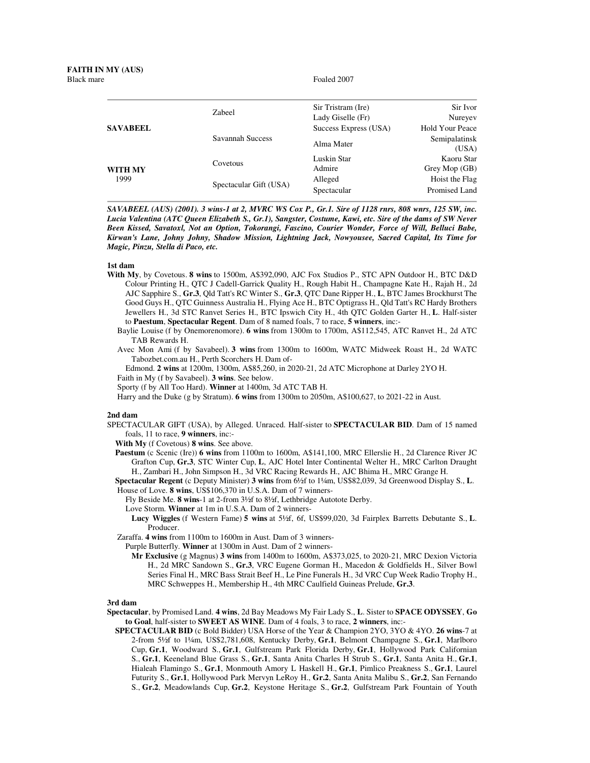**FAITH IN MY (AUS)**
Black mare Foaled 2007

| | | | |
|---|---|---|---|
| **SAVABEEL** | Zabeel | Sir Tristram (Ire) | Sir Ivor |
| | | Lady Giselle (Fr) | Nureyev |
| | Savannah Success | Success Express (USA) | Hold Your Peace |
| | | Alma Mater | Semipalatinsk (USA) |
| **WITH MY** 1999 | Covetous | Luskin Star | Kaoru Star |
| | | Admire | Grey Mop (GB) |
| | Spectacular Gift (USA) | Alleged | Hoist the Flag |
| | | Spectacular | Promised Land |

***SAVABEEL (AUS) (2001). 3 wins-1 at 2, MVRC WS Cox P., Gr.1. Sire of 1128 rnrs, 808 wnrs, 125 SW, inc. Lucia Valentina (ATC Queen Elizabeth S., Gr.1), Sangster, Costume, Kawi, etc. Sire of the dams of SW Never Been Kissed, Savatoxl, Not an Option, Tokorangi, Fascino, Courier Wonder, Force of Will, Belluci Babe, Kirwan's Lane, Johny Johny, Shadow Mission, Lightning Jack, Nowyousee, Sacred Capital, Its Time for Magic, Pinzu, Stella di Paco, etc.***

**1st dam**

**With My**, by Covetous. **8 wins** to 1500m, A$392,090, AJC Fox Studios P., STC APN Outdoor H., BTC D&D Colour Printing H., QTC J Cadell-Garrick Quality H., Rough Habit H., Champagne Kate H., Rajah H., 2d AJC Sapphire S., **Gr.3**, Qld Tatt's RC Winter S., **Gr.3**, QTC Dane Ripper H., **L**, BTC James Brockhurst The Good Guys H., QTC Guinness Australia H., Flying Ace H., BTC Optigrass H., Qld Tatt's RC Hardy Brothers Jewellers H., 3d STC Ranvet Series H., BTC Ipswich City H., 4th QTC Golden Garter H., **L**. Half-sister to **Paestum**, **Spectacular Regent**. Dam of 8 named foals, 7 to race, **5 winners**, inc:-

Baylie Louise (f by Onemorenomore). **6 wins** from 1300m to 1700m, A$112,545, ATC Ranvet H., 2d ATC TAB Rewards H.

Avec Mon Ami (f by Savabeel). **3 wins** from 1300m to 1600m, WATC Midweek Roast H., 2d WATC Tabozbet.com.au H., Perth Scorchers H. Dam of-

Edmond. **2 wins** at 1200m, 1300m, A$85,260, in 2020-21, 2d ATC Microphone at Darley 2YO H.

Faith in My (f by Savabeel). **3 wins**. See below.

Sporty (f by All Too Hard). **Winner** at 1400m, 3d ATC TAB H.

Harry and the Duke (g by Stratum). **6 wins** from 1300m to 2050m, A$100,627, to 2021-22 in Aust.

**2nd dam**

SPECTACULAR GIFT (USA), by Alleged. Unraced. Half-sister to **SPECTACULAR BID**. Dam of 15 named foals, 11 to race, **9 winners**, inc:-

**With My** (f Covetous) **8 wins**. See above.

**Paestum** (c Scenic (Ire)) **6 wins** from 1100m to 1600m, A$141,100, MRC Ellerslie H., 2d Clarence River JC Grafton Cup, **Gr.3**, STC Winter Cup, **L**, AJC Hotel Inter Continental Welter H., MRC Carlton Draught H., Zambari H., John Simpson H., 3d VRC Racing Rewards H., AJC Bhima H., MRC Grange H.

**Spectacular Regent** (c Deputy Minister) **3 wins** from 6½f to 1¼m, US$82,039, 3d Greenwood Display S., **L**.

House of Love. **8 wins**, US$106,370 in U.S.A. Dam of 7 winners-

Fly Beside Me. **8 wins**-1 at 2-from 3½f to 8½f, Lethbridge Autotote Derby.

Love Storm. **Winner** at 1m in U.S.A. Dam of 2 winners-

**Lucy Wiggles** (f Western Fame) **5 wins** at 5½f, 6f, US$99,020, 3d Fairplex Barretts Debutante S., **L**. Producer.

Zaraffa. **4 wins** from 1100m to 1600m in Aust. Dam of 3 winners-

Purple Butterfly. **Winner** at 1300m in Aust. Dam of 2 winners-

**Mr Exclusive** (g Magnus) **3 wins** from 1400m to 1600m, A$373,025, to 2020-21, MRC Dexion Victoria H., 2d MRC Sandown S., **Gr.3**, VRC Eugene Gorman H., Macedon & Goldfields H., Silver Bowl Series Final H., MRC Bass Strait Beef H., Le Pine Funerals H., 3d VRC Cup Week Radio Trophy H., MRC Schweppes H., Membership H., 4th MRC Caulfield Guineas Prelude, **Gr.3**.

**3rd dam**

**Spectacular**, by Promised Land. **4 wins**, 2d Bay Meadows My Fair Lady S., **L**. Sister to **SPACE ODYSSEY**, **Go to Goal**, half-sister to **SWEET AS WINE**. Dam of 4 foals, 3 to race, **2 winners**, inc:-

**SPECTACULAR BID** (c Bold Bidder) USA Horse of the Year & Champion 2YO, 3YO & 4YO. **26 wins**-7 at 2-from 5½f to 1¼m, US$2,781,608, Kentucky Derby, **Gr.1**, Belmont Champagne S., **Gr.1**, Marlboro Cup, **Gr.1**, Woodward S., **Gr.1**, Gulfstream Park Florida Derby, **Gr.1**, Hollywood Park Californian S., **Gr.1**, Keeneland Blue Grass S., **Gr.1**, Santa Anita Charles H Strub S., **Gr.1**, Santa Anita H., **Gr.1**, Hialeah Flamingo S., **Gr.1**, Monmouth Amory L Haskell H., **Gr.1**, Pimlico Preakness S., **Gr.1**, Laurel Futurity S., **Gr.1**, Hollywood Park Mervyn LeRoy H., **Gr.2**, Santa Anita Malibu S., **Gr.2**, San Fernando S., **Gr.2**, Meadowlands Cup, **Gr.2**, Keystone Heritage S., **Gr.2**, Gulfstream Park Fountain of Youth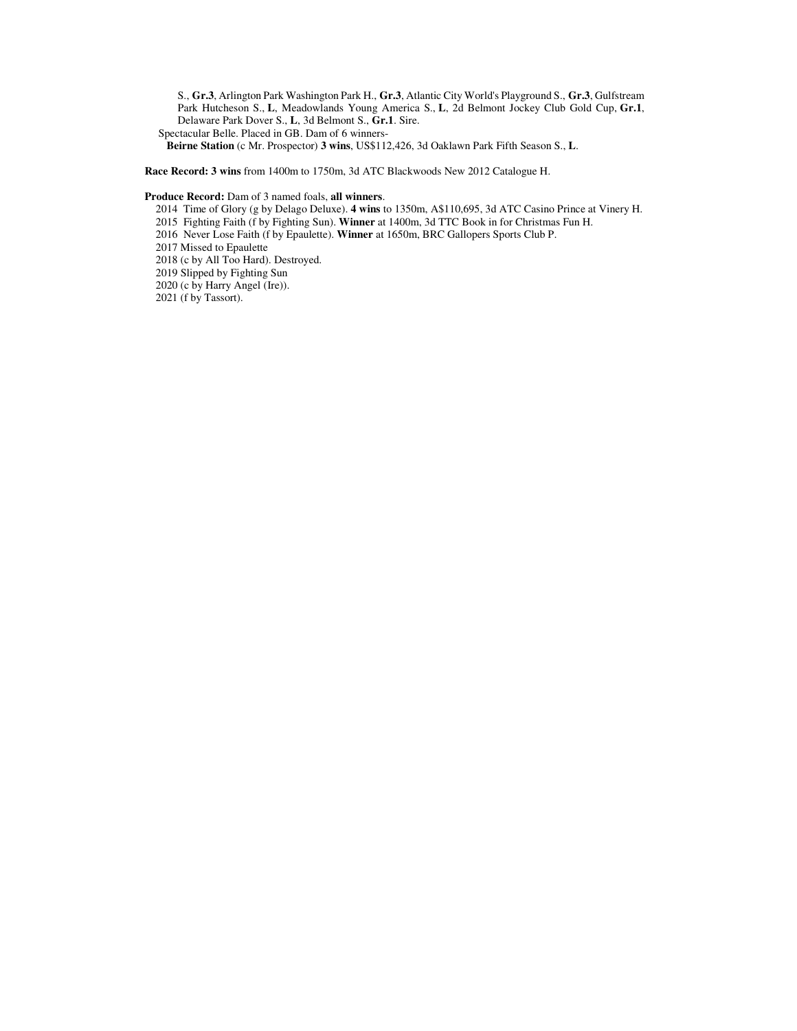S., **Gr.3**, Arlington Park Washington Park H., **Gr.3**, Atlantic City World's Playground S., **Gr.3**, Gulfstream Park Hutcheson S., **L**, Meadowlands Young America S., **L**, 2d Belmont Jockey Club Gold Cup, **Gr.1**, Delaware Park Dover S., **L**, 3d Belmont S., **Gr.1**. Sire.

Spectacular Belle. Placed in GB. Dam of 6 winners-

**Beirne Station** (c Mr. Prospector) **3 wins**, US$112,426, 3d Oaklawn Park Fifth Season S., **L**.

**Race Record: 3 wins** from 1400m to 1750m, 3d ATC Blackwoods New 2012 Catalogue H.

**Produce Record:** Dam of 3 named foals, **all winners**.

2014 Time of Glory (g by Delago Deluxe). **4 wins** to 1350m, A$110,695, 3d ATC Casino Prince at Vinery H.
2015 Fighting Faith (f by Fighting Sun). **Winner** at 1400m, 3d TTC Book in for Christmas Fun H.
2016 Never Lose Faith (f by Epaulette). **Winner** at 1650m, BRC Gallopers Sports Club P.
2017 Missed to Epaulette
2018 (c by All Too Hard). Destroyed.
2019 Slipped by Fighting Sun
2020 (c by Harry Angel (Ire)).
2021 (f by Tassort).